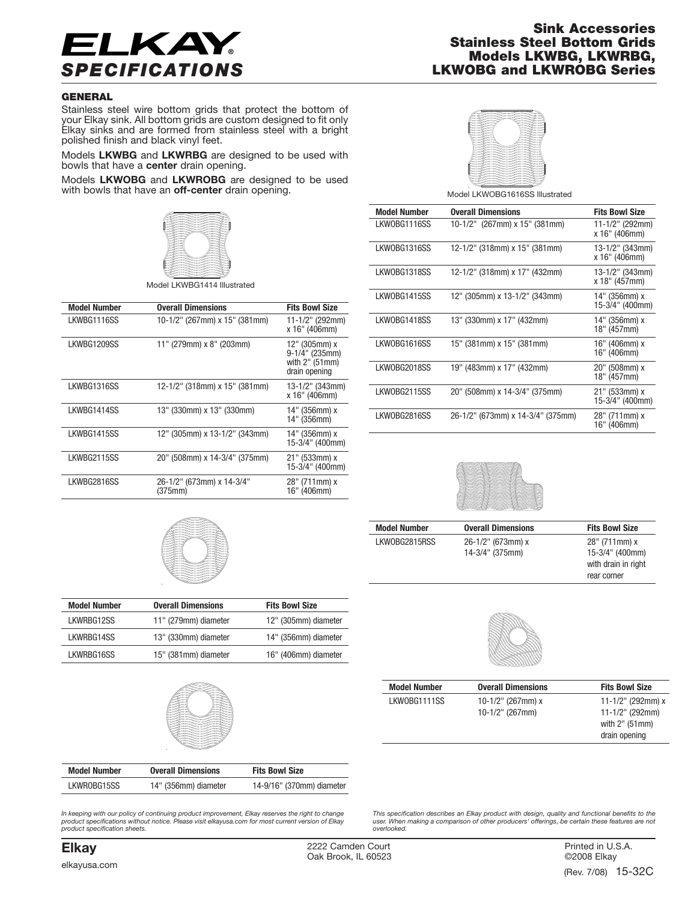# ELKAY SPECIFICATIONS

## Sink Accessories
## Stainless Steel Bottom Grids
## Models LKWBG, LKWRBG, LKWOBG and LKWROBG Series

### GENERAL

Stainless steel wire bottom grids that protect the bottom of your Elkay sink. All bottom grids are custom designed to fit only Elkay sinks and are formed from stainless steel with a bright polished finish and black vinyl feet.

Models **LKWBG** and **LKWRBG** are designed to be used with bowls that have a **center** drain opening.

Models **LKWOBG** and **LKWROBG** are designed to be used with bowls that have an **off-center** drain opening.

Model LKWBG1414 Illustrated

| Model Number | Overall Dimensions | Fits Bowl Size |
|---|---|---|
| LKWBG1116SS | 10-1/2" (267mm) x 15" (381mm) | 11-1/2" (292mm) x 16" (406mm) |
| LKWBG1209SS | 11" (279mm) x 8" (203mm) | 12" (305mm) x 9-1/4" (235mm) with 2" (51mm) drain opening |
| LKWBG1316SS | 12-1/2" (318mm) x 15" (381mm) | 13-1/2" (343mm) x 16" (406mm) |
| LKWBG1414SS | 13" (330mm) x 13" (330mm) | 14" (356mm) x 14" (356mm) |
| LKWBG1415SS | 12" (305mm) x 13-1/2" (343mm) | 14" (356mm) x 15-3/4" (400mm) |
| LKWBG2115SS | 20" (508mm) x 14-3/4" (375mm) | 21" (533mm) x 15-3/4" (400mm) |
| LKWBG2816SS | 26-1/2" (673mm) x 14-3/4" (375mm) | 28" (711mm) x 16" (406mm) |

| Model Number | Overall Dimensions | Fits Bowl Size |
|---|---|---|
| LKWRBG12SS | 11" (279mm) diameter | 12" (305mm) diameter |
| LKWRBG14SS | 13" (330mm) diameter | 14" (356mm) diameter |
| LKWRBG16SS | 15" (381mm) diameter | 16" (406mm) diameter |

| Model Number | Overall Dimensions | Fits Bowl Size |
|---|---|---|
| LKWROBG15SS | 14" (356mm) diameter | 14-9/16" (370mm) diameter |

Model LKWOBG1616SS Illustrated

| Model Number | Overall Dimensions | Fits Bowl Size |
|---|---|---|
| LKWOBG1116SS | 10-1/2" (267mm) x 15" (381mm) | 11-1/2" (292mm) x 16" (406mm) |
| LKWOBG1316SS | 12-1/2" (318mm) x 15" (381mm) | 13-1/2" (343mm) x 16" (406mm) |
| LKWOBG1318SS | 12-1/2" (318mm) x 17" (432mm) | 13-1/2" (343mm) x 18" (457mm) |
| LKWOBG1415SS | 12" (305mm) x 13-1/2" (343mm) | 14" (356mm) x 15-3/4" (400mm) |
| LKWOBG1418SS | 13" (330mm) x 17" (432mm) | 14" (356mm) x 18" (457mm) |
| LKWOBG1616SS | 15" (381mm) x 15" (381mm) | 16" (406mm) x 16" (406mm) |
| LKWOBG2018SS | 19" (483mm) x 17" (432mm) | 20" (508mm) x 18" (457mm) |
| LKWOBG2115SS | 20" (508mm) x 14-3/4" (375mm) | 21" (533mm) x 15-3/4" (400mm) |
| LKWOBG2816SS | 26-1/2" (673mm) x 14-3/4" (375mm) | 28" (711mm) x 16" (406mm) |

| Model Number | Overall Dimensions | Fits Bowl Size |
|---|---|---|
| LKWOBG2815RSS | 26-1/2" (673mm) x 14-3/4" (375mm) | 28" (711mm) x 15-3/4" (400mm) with drain in right rear corner |

| Model Number | Overall Dimensions | Fits Bowl Size |
|---|---|---|
| LKWOBG1111SS | 10-1/2" (267mm) x 10-1/2" (267mm) | 11-1/2" (292mm) x 11-1/2" (292mm) with 2" (51mm) drain opening |

*In keeping with our policy of continuing product improvement, Elkay reserves the right to change product specifications without notice. Please visit elkayusa.com for most current version of Elkay product specification sheets.*

*This specification describes an Elkay product with design, quality and functional benefits to the user. When making a comparison of other producers' offerings, be certain these features are not overlooked.*

**Elkay**
elkayusa.com

2222 Camden Court
Oak Brook, IL 60523

Printed in U.S.A.
©2008 Elkay
(Rev. 7/08) 15-32C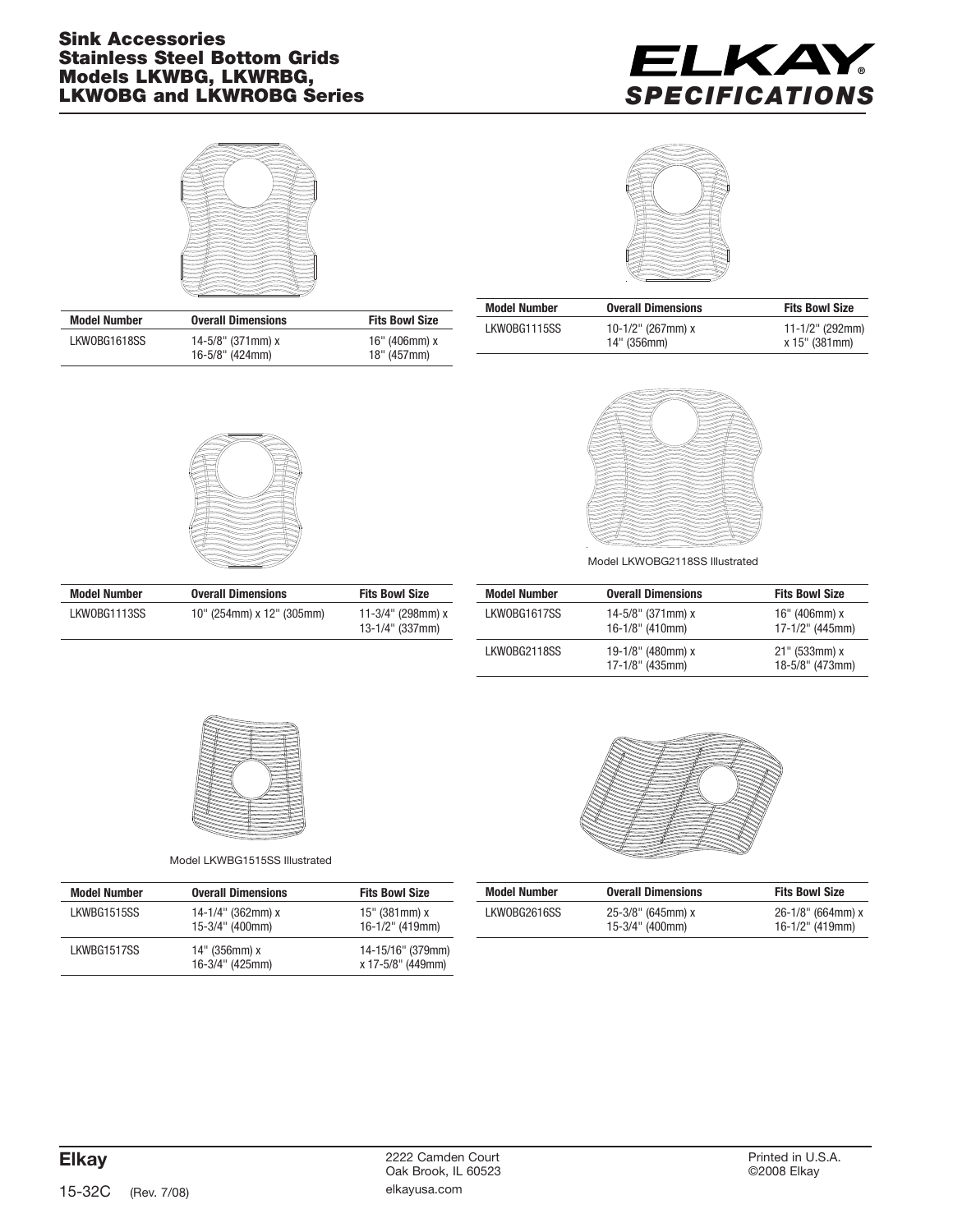# Sink Accessories
# Stainless Steel Bottom Grids
# Models LKWBG, LKWRBG, LKWOBG and LKWROBG Series

**ELKAY® SPECIFICATIONS**

| Model Number | Overall Dimensions | Fits Bowl Size |
| --- | --- | --- |
| LKWOBG1618SS | 14-5/8" (371mm) x 16-5/8" (424mm) | 16" (406mm) x 18" (457mm) |

| Model Number | Overall Dimensions | Fits Bowl Size |
| --- | --- | --- |
| LKWOBG1115SS | 10-1/2" (267mm) x 14" (356mm) | 11-1/2" (292mm) x 15" (381mm) |

| Model Number | Overall Dimensions | Fits Bowl Size |
| --- | --- | --- |
| LKWOBG1113SS | 10" (254mm) x 12" (305mm) | 11-3/4" (298mm) x 13-1/4" (337mm) |

Model LKWOBG2118SS Illustrated

| Model Number | Overall Dimensions | Fits Bowl Size |
| --- | --- | --- |
| LKWOBG1617SS | 14-5/8" (371mm) x 16-1/8" (410mm) | 16" (406mm) x 17-1/2" (445mm) |
| LKWOBG2118SS | 19-1/8" (480mm) x 17-1/8" (435mm) | 21" (533mm) x 18-5/8" (473mm) |

Model LKWBG1515SS Illustrated

| Model Number | Overall Dimensions | Fits Bowl Size |
| --- | --- | --- |
| LKWBG1515SS | 14-1/4" (362mm) x 15-3/4" (400mm) | 15" (381mm) x 16-1/2" (419mm) |
| LKWBG1517SS | 14" (356mm) x 16-3/4" (425mm) | 14-15/16" (379mm) x 17-5/8" (449mm) |

| Model Number | Overall Dimensions | Fits Bowl Size |
| --- | --- | --- |
| LKWOBG2616SS | 25-3/8" (645mm) x 15-3/4" (400mm) | 26-1/8" (664mm) x 16-1/2" (419mm) |

**Elkay**

15-32C (Rev. 7/08)

2222 Camden Court
Oak Brook, IL 60523
elkayusa.com

Printed in U.S.A.
©2008 Elkay